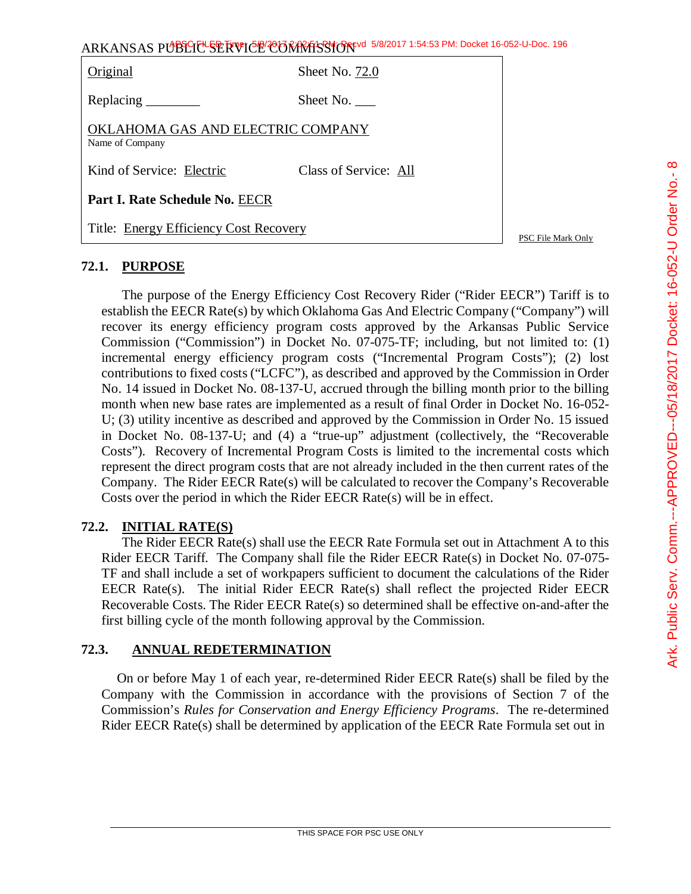ARKANSAS PUBLIC SERVICE COMMISSION

| Original | Sheet No. 72.0 |
|---|---|
| Replacing ________ | Sheet No. ___ |
| OKLAHOMA GAS AND ELECTRIC COMPANY<br>Name of Company | |
| Kind of Service: Electric | Class of Service: All |
| **Part I. Rate Schedule No.** EECR | |
| Title: Energy Efficiency Cost Recovery | |

PSC File Mark Only

## 72.1. PURPOSE

The purpose of the Energy Efficiency Cost Recovery Rider ("Rider EECR") Tariff is to establish the EECR Rate(s) by which Oklahoma Gas And Electric Company ("Company") will recover its energy efficiency program costs approved by the Arkansas Public Service Commission ("Commission") in Docket No. 07-075-TF; including, but not limited to: (1) incremental energy efficiency program costs ("Incremental Program Costs"); (2) lost contributions to fixed costs ("LCFC"), as described and approved by the Commission in Order No. 14 issued in Docket No. 08-137-U, accrued through the billing month prior to the billing month when new base rates are implemented as a result of final Order in Docket No. 16-052-U; (3) utility incentive as described and approved by the Commission in Order No. 15 issued in Docket No. 08-137-U; and (4) a "true-up" adjustment (collectively, the "Recoverable Costs"). Recovery of Incremental Program Costs is limited to the incremental costs which represent the direct program costs that are not already included in the then current rates of the Company. The Rider EECR Rate(s) will be calculated to recover the Company's Recoverable Costs over the period in which the Rider EECR Rate(s) will be in effect.

## 72.2. INITIAL RATE(S)

The Rider EECR Rate(s) shall use the EECR Rate Formula set out in Attachment A to this Rider EECR Tariff. The Company shall file the Rider EECR Rate(s) in Docket No. 07-075-TF and shall include a set of workpapers sufficient to document the calculations of the Rider EECR Rate(s). The initial Rider EECR Rate(s) shall reflect the projected Rider EECR Recoverable Costs. The Rider EECR Rate(s) so determined shall be effective on-and-after the first billing cycle of the month following approval by the Commission.

## 72.3. ANNUAL REDETERMINATION

On or before May 1 of each year, re-determined Rider EECR Rate(s) shall be filed by the Company with the Commission in accordance with the provisions of Section 7 of the Commission's *Rules for Conservation and Energy Efficiency Programs*. The re-determined Rider EECR Rate(s) shall be determined by application of the EECR Rate Formula set out in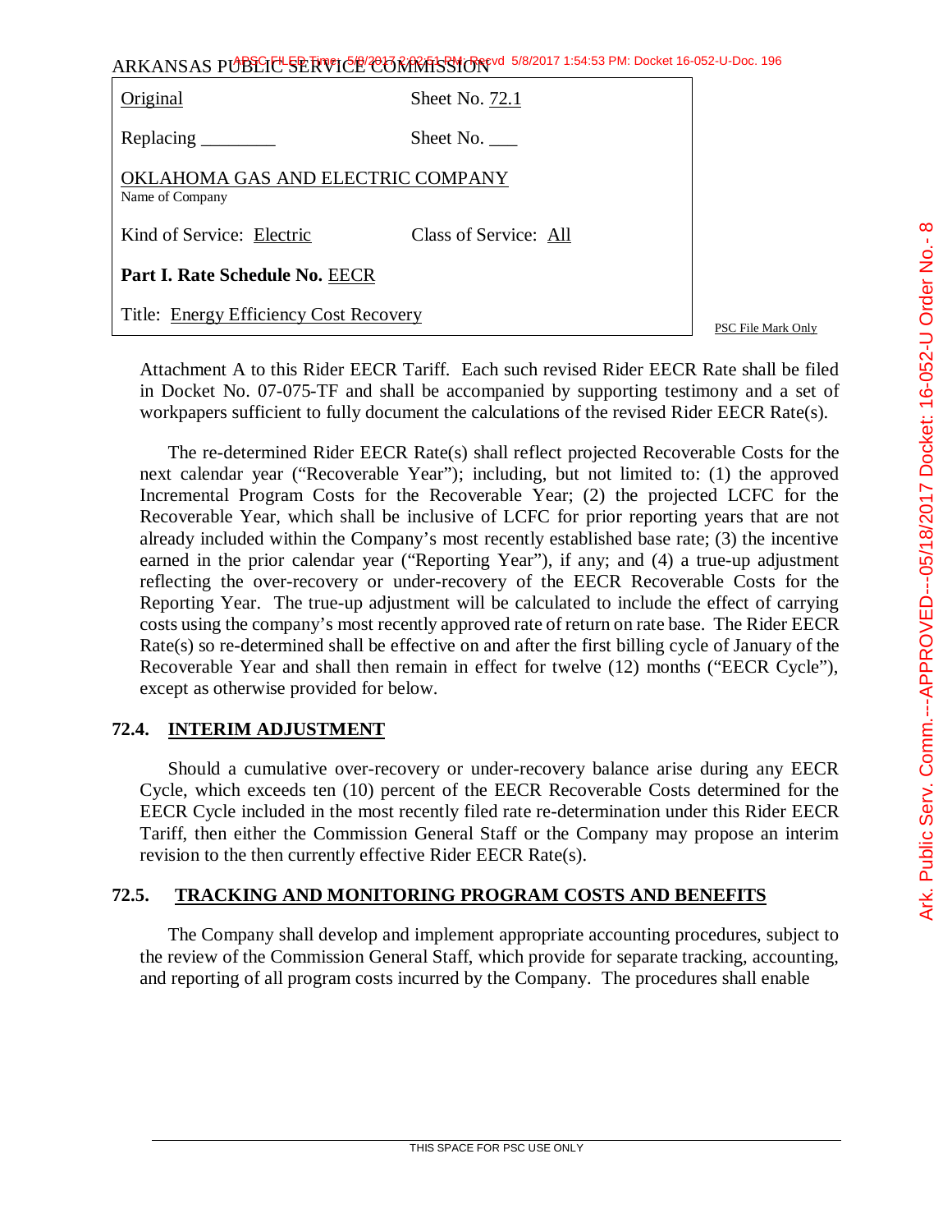| Original | Sheet No. 72.1 |
|---|---|
| Replacing ________ | Sheet No. ___ |
| OKLAHOMA GAS AND ELECTRIC COMPANY<br>Name of Company | |
| Kind of Service: Electric | Class of Service: All |
| **Part I. Rate Schedule No.** EECR | |
| Title: Energy Efficiency Cost Recovery | |

PSC File Mark Only

Attachment A to this Rider EECR Tariff. Each such revised Rider EECR Rate shall be filed in Docket No. 07-075-TF and shall be accompanied by supporting testimony and a set of workpapers sufficient to fully document the calculations of the revised Rider EECR Rate(s).

The re-determined Rider EECR Rate(s) shall reflect projected Recoverable Costs for the next calendar year ("Recoverable Year"); including, but not limited to: (1) the approved Incremental Program Costs for the Recoverable Year; (2) the projected LCFC for the Recoverable Year, which shall be inclusive of LCFC for prior reporting years that are not already included within the Company's most recently established base rate; (3) the incentive earned in the prior calendar year ("Reporting Year"), if any; and (4) a true-up adjustment reflecting the over-recovery or under-recovery of the EECR Recoverable Costs for the Reporting Year. The true-up adjustment will be calculated to include the effect of carrying costs using the company's most recently approved rate of return on rate base. The Rider EECR Rate(s) so re-determined shall be effective on and after the first billing cycle of January of the Recoverable Year and shall then remain in effect for twelve (12) months ("EECR Cycle"), except as otherwise provided for below.

## 72.4. INTERIM ADJUSTMENT

Should a cumulative over-recovery or under-recovery balance arise during any EECR Cycle, which exceeds ten (10) percent of the EECR Recoverable Costs determined for the EECR Cycle included in the most recently filed rate re-determination under this Rider EECR Tariff, then either the Commission General Staff or the Company may propose an interim revision to the then currently effective Rider EECR Rate(s).

## 72.5. TRACKING AND MONITORING PROGRAM COSTS AND BENEFITS

The Company shall develop and implement appropriate accounting procedures, subject to the review of the Commission General Staff, which provide for separate tracking, accounting, and reporting of all program costs incurred by the Company. The procedures shall enable

THIS SPACE FOR PSC USE ONLY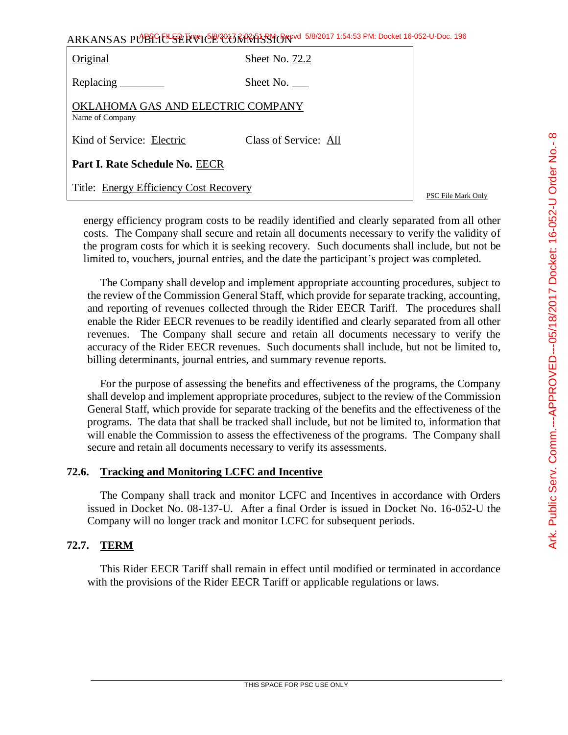| Original | Sheet No. 72.2 |
| --- | --- |
| Replacing ________ | Sheet No. ___ |
| OKLAHOMA GAS AND ELECTRIC COMPANY<br>Name of Company | |
| Kind of Service: Electric | Class of Service: All |
| **Part I. Rate Schedule No.** EECR | |
| Title: Energy Efficiency Cost Recovery | |

energy efficiency program costs to be readily identified and clearly separated from all other costs. The Company shall secure and retain all documents necessary to verify the validity of the program costs for which it is seeking recovery. Such documents shall include, but not be limited to, vouchers, journal entries, and the date the participant's project was completed.

The Company shall develop and implement appropriate accounting procedures, subject to the review of the Commission General Staff, which provide for separate tracking, accounting, and reporting of revenues collected through the Rider EECR Tariff. The procedures shall enable the Rider EECR revenues to be readily identified and clearly separated from all other revenues. The Company shall secure and retain all documents necessary to verify the accuracy of the Rider EECR revenues. Such documents shall include, but not be limited to, billing determinants, journal entries, and summary revenue reports.

For the purpose of assessing the benefits and effectiveness of the programs, the Company shall develop and implement appropriate procedures, subject to the review of the Commission General Staff, which provide for separate tracking of the benefits and the effectiveness of the programs. The data that shall be tracked shall include, but not be limited to, information that will enable the Commission to assess the effectiveness of the programs. The Company shall secure and retain all documents necessary to verify its assessments.

## 72.6. Tracking and Monitoring LCFC and Incentive

The Company shall track and monitor LCFC and Incentives in accordance with Orders issued in Docket No. 08-137-U. After a final Order is issued in Docket No. 16-052-U the Company will no longer track and monitor LCFC for subsequent periods.

## 72.7. TERM

This Rider EECR Tariff shall remain in effect until modified or terminated in accordance with the provisions of the Rider EECR Tariff or applicable regulations or laws.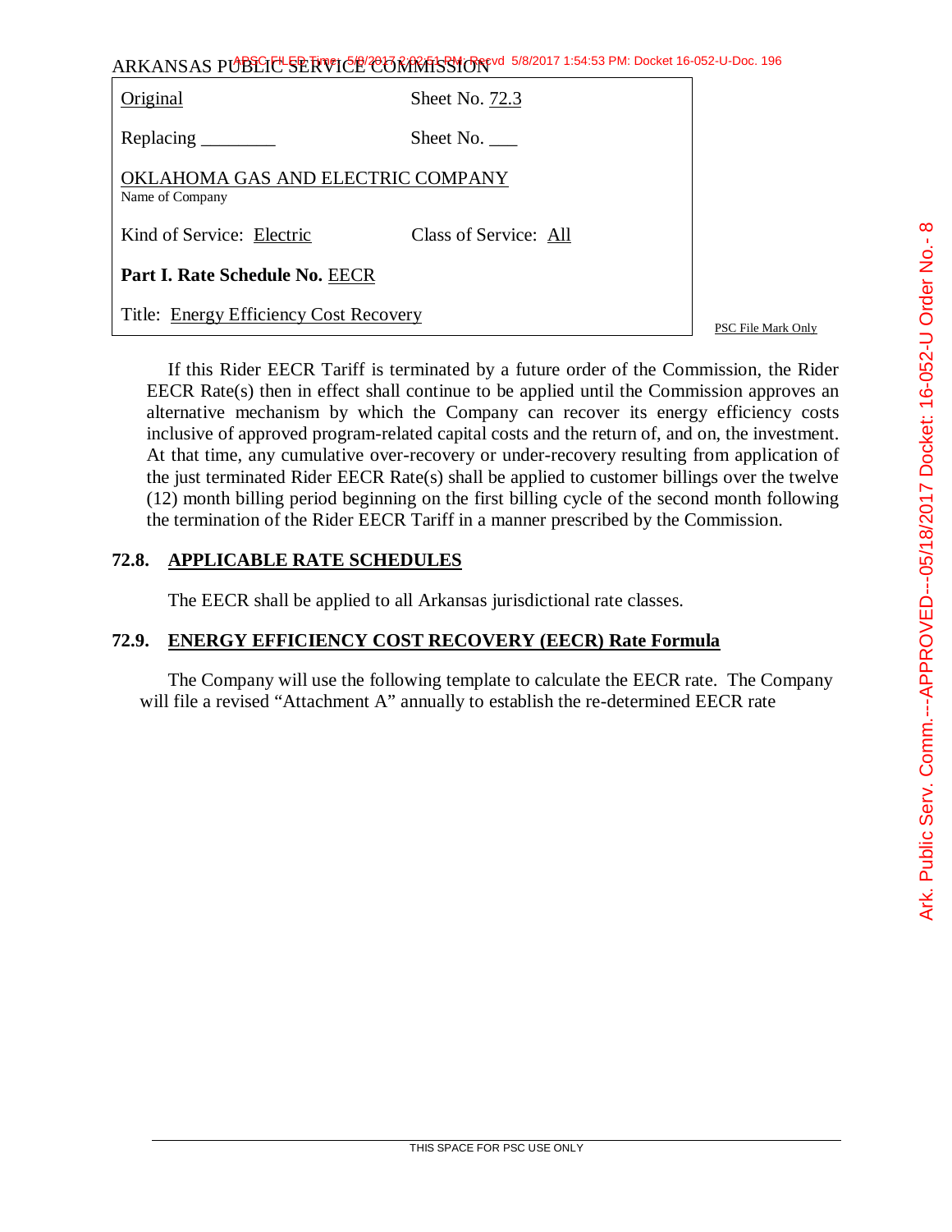ARKANSAS PUBLIC SERVICE COMMISSION

| | |
|---|---|
| Original | Sheet No. 72.3 |
| Replacing ________ | Sheet No. ___ |
| OKLAHOMA GAS AND ELECTRIC COMPANY<br>Name of Company | |
| Kind of Service: Electric | Class of Service: All |
| **Part I. Rate Schedule No.** EECR | |
| Title: Energy Efficiency Cost Recovery | |

PSC File Mark Only

If this Rider EECR Tariff is terminated by a future order of the Commission, the Rider EECR Rate(s) then in effect shall continue to be applied until the Commission approves an alternative mechanism by which the Company can recover its energy efficiency costs inclusive of approved program-related capital costs and the return of, and on, the investment. At that time, any cumulative over-recovery or under-recovery resulting from application of the just terminated Rider EECR Rate(s) shall be applied to customer billings over the twelve (12) month billing period beginning on the first billing cycle of the second month following the termination of the Rider EECR Tariff in a manner prescribed by the Commission.

## 72.8. APPLICABLE RATE SCHEDULES

The EECR shall be applied to all Arkansas jurisdictional rate classes.

## 72.9. ENERGY EFFICIENCY COST RECOVERY (EECR) Rate Formula

The Company will use the following template to calculate the EECR rate. The Company will file a revised "Attachment A" annually to establish the re-determined EECR rate

THIS SPACE FOR PSC USE ONLY